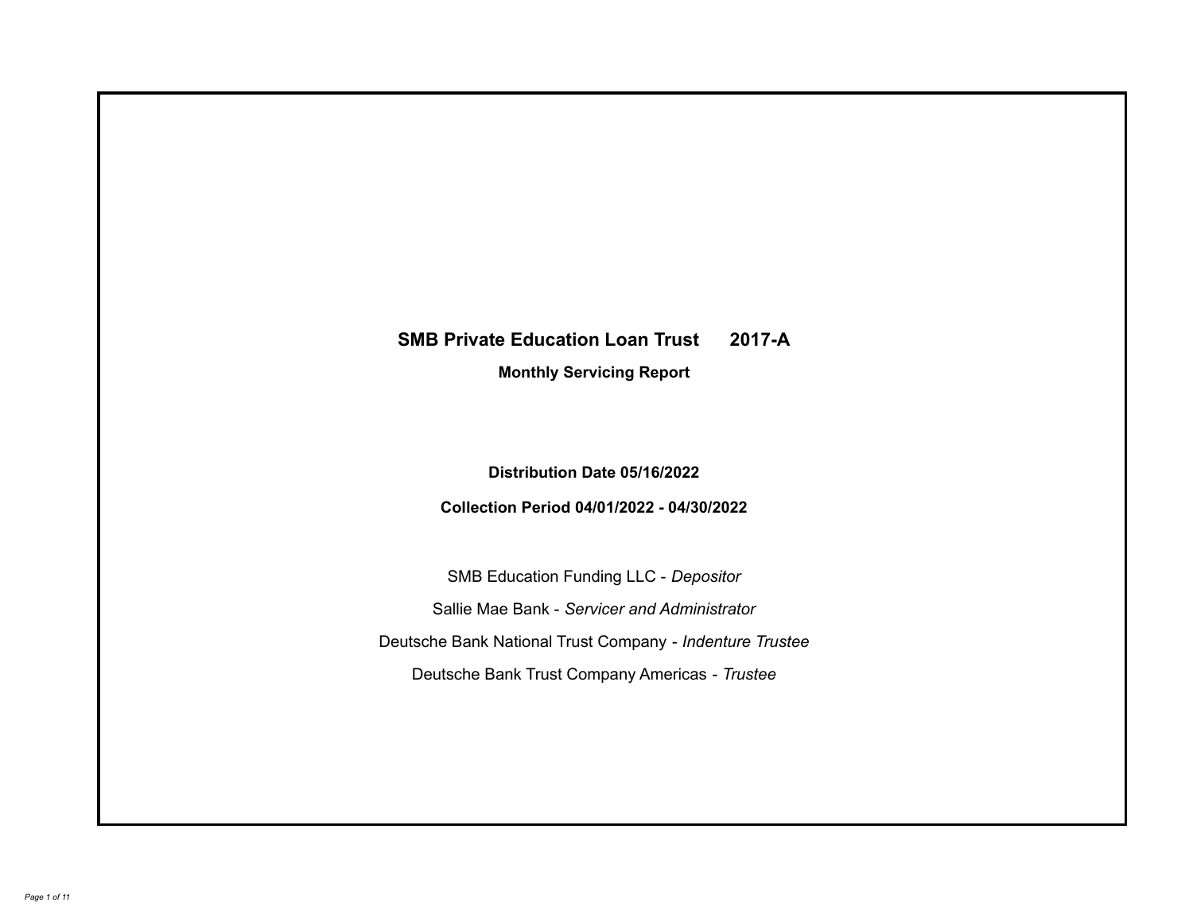# SMB Private Education Loan Trust 2017-A

## Monthly Servicing Report

**Distribution Date 05/16/2022**

**Collection Period 04/01/2022 - 04/30/2022**

SMB Education Funding LLC - *Depositor*

Sallie Mae Bank - *Servicer and Administrator*

Deutsche Bank National Trust Company - *Indenture Trustee*

Deutsche Bank Trust Company Americas - *Trustee*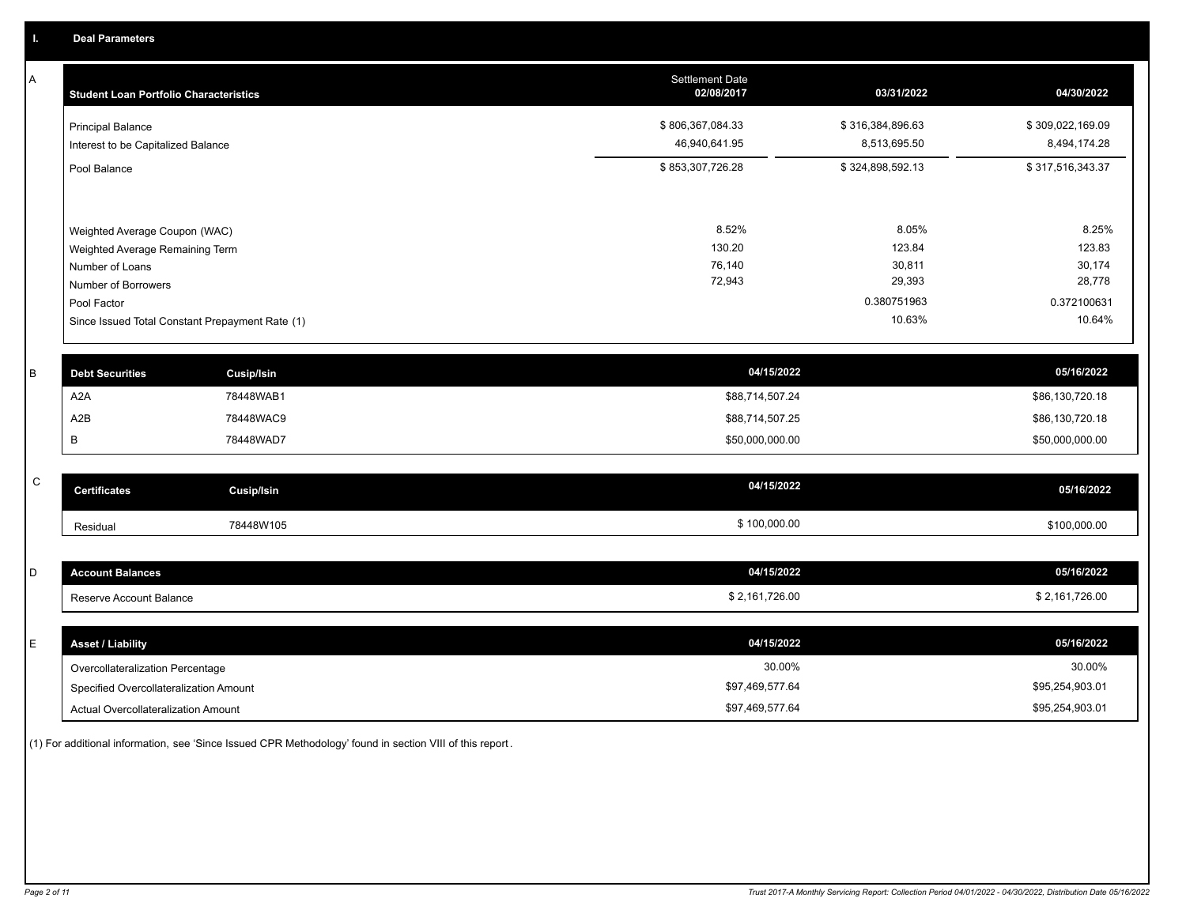## I. Deal Parameters

### A

| Student Loan Portfolio Characteristics | Settlement Date 02/08/2017 | 03/31/2022 | 04/30/2022 |
|---|---|---|---|
| Principal Balance | $ 806,367,084.33 | $ 316,384,896.63 | $ 309,022,169.09 |
| Interest to be Capitalized Balance | 46,940,641.95 | 8,513,695.50 | 8,494,174.28 |
| Pool Balance | $ 853,307,726.28 | $ 324,898,592.13 | $ 317,516,343.37 |
| Weighted Average Coupon (WAC) | 8.52% | 8.05% | 8.25% |
| Weighted Average Remaining Term | 130.20 | 123.84 | 123.83 |
| Number of Loans | 76,140 | 30,811 | 30,174 |
| Number of Borrowers | 72,943 | 29,393 | 28,778 |
| Pool Factor | | 0.380751963 | 0.372100631 |
| Since Issued Total Constant Prepayment Rate (1) | | 10.63% | 10.64% |

### B

| Debt Securities | Cusip/Isin | 04/15/2022 | 05/16/2022 |
|---|---|---|---|
| A2A | 78448WAB1 | $88,714,507.24 | $86,130,720.18 |
| A2B | 78448WAC9 | $88,714,507.25 | $86,130,720.18 |
| B | 78448WAD7 | $50,000,000.00 | $50,000,000.00 |

### C

| Certificates | Cusip/Isin | 04/15/2022 | 05/16/2022 |
|---|---|---|---|
| Residual | 78448W105 | $ 100,000.00 | $100,000.00 |

### D

| Account Balances | 04/15/2022 | 05/16/2022 |
|---|---|---|
| Reserve Account Balance | $ 2,161,726.00 | $ 2,161,726.00 |

### E

| Asset / Liability | 04/15/2022 | 05/16/2022 |
|---|---|---|
| Overcollateralization Percentage | 30.00% | 30.00% |
| Specified Overcollateralization Amount | $97,469,577.64 | $95,254,903.01 |
| Actual Overcollateralization Amount | $97,469,577.64 | $95,254,903.01 |

(1) For additional information, see 'Since Issued CPR Methodology' found in section VIII of this report.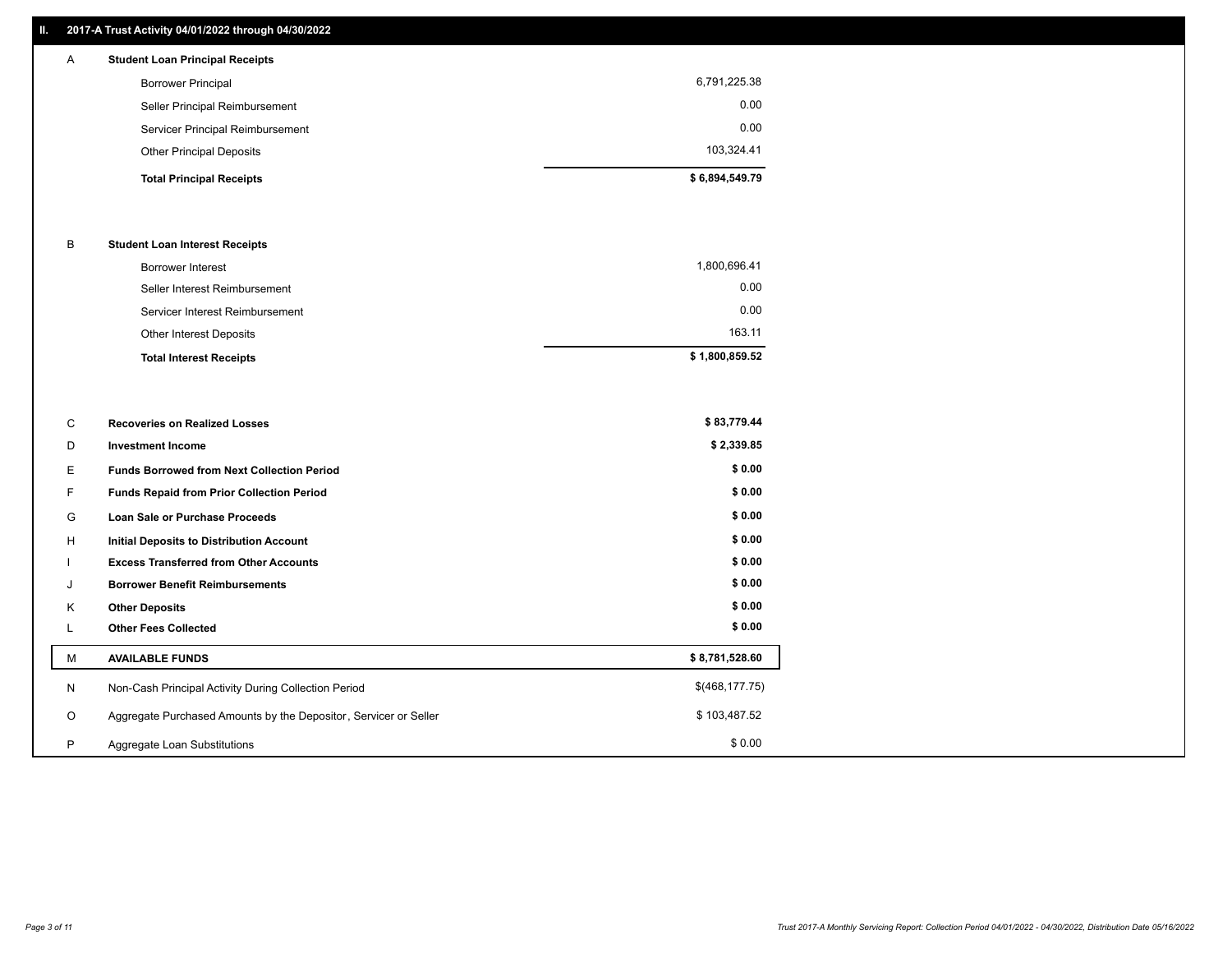## II. 2017-A Trust Activity 04/01/2022 through 04/30/2022

| | | |
|---|---|---|
| **A** | **Student Loan Principal Receipts** | |
| | Borrower Principal | 6,791,225.38 |
| | Seller Principal Reimbursement | 0.00 |
| | Servicer Principal Reimbursement | 0.00 |
| | Other Principal Deposits | 103,324.41 |
| | **Total Principal Receipts** | **$ 6,894,549.79** |
| **B** | **Student Loan Interest Receipts** | |
| | Borrower Interest | 1,800,696.41 |
| | Seller Interest Reimbursement | 0.00 |
| | Servicer Interest Reimbursement | 0.00 |
| | Other Interest Deposits | 163.11 |
| | **Total Interest Receipts** | **$ 1,800,859.52** |
| C | **Recoveries on Realized Losses** | **$ 83,779.44** |
| D | **Investment Income** | **$ 2,339.85** |
| E | **Funds Borrowed from Next Collection Period** | **$ 0.00** |
| F | **Funds Repaid from Prior Collection Period** | **$ 0.00** |
| G | **Loan Sale or Purchase Proceeds** | **$ 0.00** |
| H | **Initial Deposits to Distribution Account** | **$ 0.00** |
| I | **Excess Transferred from Other Accounts** | **$ 0.00** |
| J | **Borrower Benefit Reimbursements** | **$ 0.00** |
| K | **Other Deposits** | **$ 0.00** |
| L | **Other Fees Collected** | **$ 0.00** |
| M | **AVAILABLE FUNDS** | **$ 8,781,528.60** |
| N | Non-Cash Principal Activity During Collection Period | $(468,177.75) |
| O | Aggregate Purchased Amounts by the Depositor, Servicer or Seller | $ 103,487.52 |
| P | Aggregate Loan Substitutions | $ 0.00 |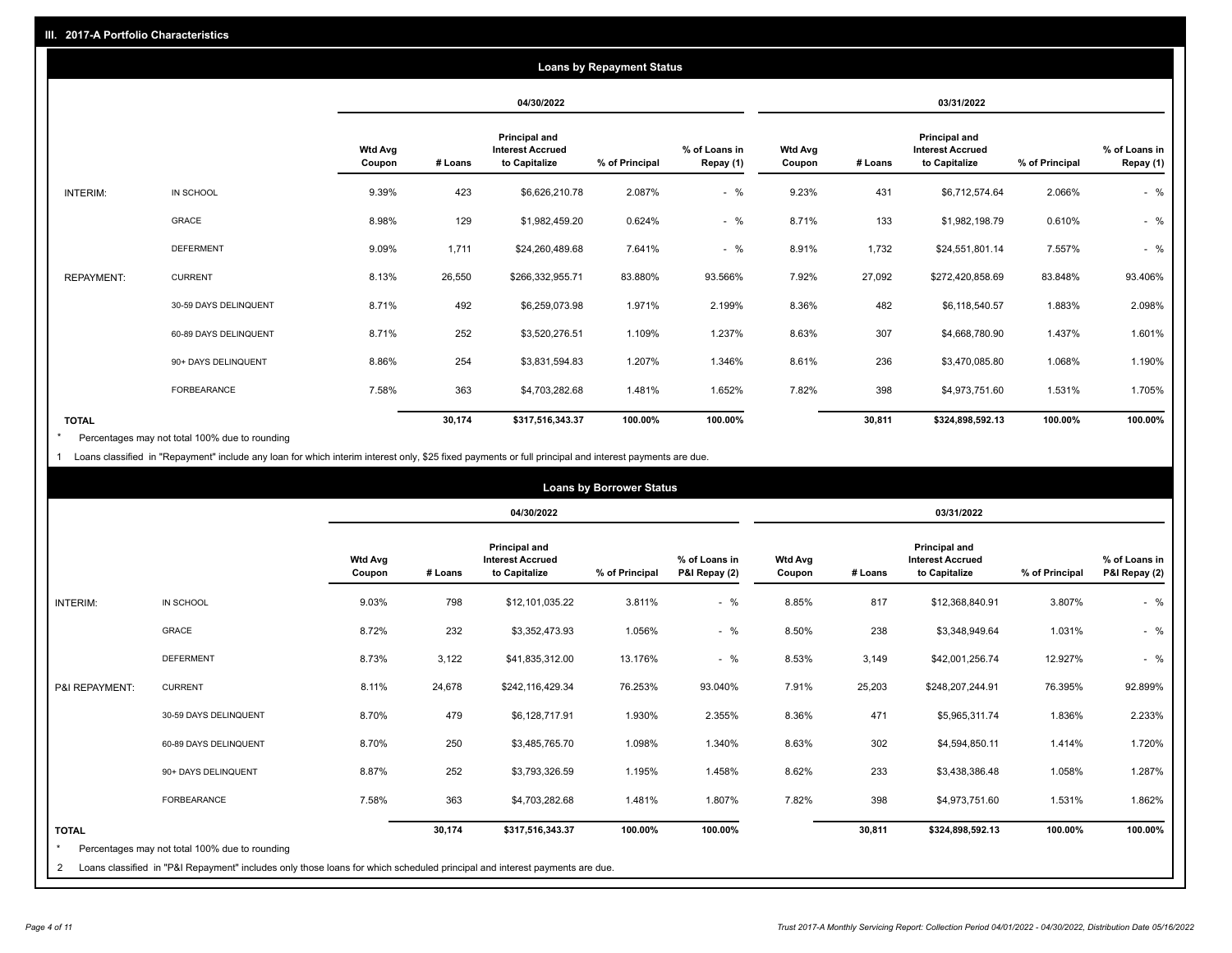## III. 2017-A Portfolio Characteristics

### Loans by Repayment Status

| | | 04/30/2022 | | | | | 03/31/2022 | | | | |
|---|---|---|---|---|---|---|---|---|---|---|---|
| | | Wtd Avg Coupon | # Loans | Principal and Interest Accrued to Capitalize | % of Principal | % of Loans in Repay (1) | Wtd Avg Coupon | # Loans | Principal and Interest Accrued to Capitalize | % of Principal | % of Loans in Repay (1) |
| INTERIM: | IN SCHOOL | 9.39% | 423 | $6,626,210.78 | 2.087% | - % | 9.23% | 431 | $6,712,574.64 | 2.066% | - % |
| | GRACE | 8.98% | 129 | $1,982,459.20 | 0.624% | - % | 8.71% | 133 | $1,982,198.79 | 0.610% | - % |
| | DEFERMENT | 9.09% | 1,711 | $24,260,489.68 | 7.641% | - % | 8.91% | 1,732 | $24,551,801.14 | 7.557% | - % |
| REPAYMENT: | CURRENT | 8.13% | 26,550 | $266,332,955.71 | 83.880% | 93.566% | 7.92% | 27,092 | $272,420,858.69 | 83.848% | 93.406% |
| | 30-59 DAYS DELINQUENT | 8.71% | 492 | $6,259,073.98 | 1.971% | 2.199% | 8.36% | 482 | $6,118,540.57 | 1.883% | 2.098% |
| | 60-89 DAYS DELINQUENT | 8.71% | 252 | $3,520,276.51 | 1.109% | 1.237% | 8.63% | 307 | $4,668,780.90 | 1.437% | 1.601% |
| | 90+ DAYS DELINQUENT | 8.86% | 254 | $3,831,594.83 | 1.207% | 1.346% | 8.61% | 236 | $3,470,085.80 | 1.068% | 1.190% |
| | FORBEARANCE | 7.58% | 363 | $4,703,282.68 | 1.481% | 1.652% | 7.82% | 398 | $4,973,751.60 | 1.531% | 1.705% |
| TOTAL | | | 30,174 | $317,516,343.37 | 100.00% | 100.00% | | 30,811 | $324,898,592.13 | 100.00% | 100.00% |

* Percentages may not total 100% due to rounding

1 Loans classified in "Repayment" include any loan for which interim interest only, $25 fixed payments or full principal and interest payments are due.

### Loans by Borrower Status

| | | 04/30/2022 | | | | | 03/31/2022 | | | | |
|---|---|---|---|---|---|---|---|---|---|---|---|
| | | Wtd Avg Coupon | # Loans | Principal and Interest Accrued to Capitalize | % of Principal | % of Loans in P&I Repay (2) | Wtd Avg Coupon | # Loans | Principal and Interest Accrued to Capitalize | % of Principal | % of Loans in P&I Repay (2) |
| INTERIM: | IN SCHOOL | 9.03% | 798 | $12,101,035.22 | 3.811% | - % | 8.85% | 817 | $12,368,840.91 | 3.807% | - % |
| | GRACE | 8.72% | 232 | $3,352,473.93 | 1.056% | - % | 8.50% | 238 | $3,348,949.64 | 1.031% | - % |
| | DEFERMENT | 8.73% | 3,122 | $41,835,312.00 | 13.176% | - % | 8.53% | 3,149 | $42,001,256.74 | 12.927% | - % |
| P&I REPAYMENT: | CURRENT | 8.11% | 24,678 | $242,116,429.34 | 76.253% | 93.040% | 7.91% | 25,203 | $248,207,244.91 | 76.395% | 92.899% |
| | 30-59 DAYS DELINQUENT | 8.70% | 479 | $6,128,717.91 | 1.930% | 2.355% | 8.36% | 471 | $5,965,311.74 | 1.836% | 2.233% |
| | 60-89 DAYS DELINQUENT | 8.70% | 250 | $3,485,765.70 | 1.098% | 1.340% | 8.63% | 302 | $4,594,850.11 | 1.414% | 1.720% |
| | 90+ DAYS DELINQUENT | 8.87% | 252 | $3,793,326.59 | 1.195% | 1.458% | 8.62% | 233 | $3,438,386.48 | 1.058% | 1.287% |
| | FORBEARANCE | 7.58% | 363 | $4,703,282.68 | 1.481% | 1.807% | 7.82% | 398 | $4,973,751.60 | 1.531% | 1.862% |
| TOTAL | | | 30,174 | $317,516,343.37 | 100.00% | 100.00% | | 30,811 | $324,898,592.13 | 100.00% | 100.00% |

* Percentages may not total 100% due to rounding

2 Loans classified in "P&I Repayment" includes only those loans for which scheduled principal and interest payments are due.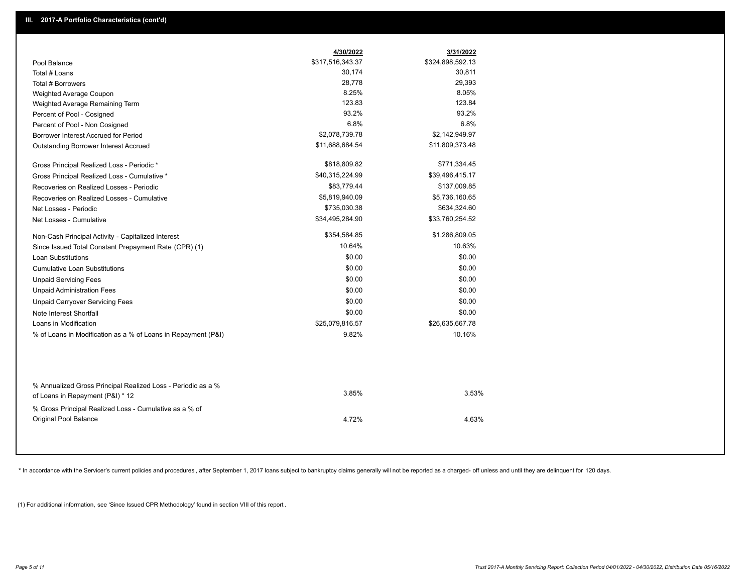## III. 2017-A Portfolio Characteristics (cont'd)

| | 4/30/2022 | 3/31/2022 |
|---|---|---|
| Pool Balance | $317,516,343.37 | $324,898,592.13 |
| Total # Loans | 30,174 | 30,811 |
| Total # Borrowers | 28,778 | 29,393 |
| Weighted Average Coupon | 8.25% | 8.05% |
| Weighted Average Remaining Term | 123.83 | 123.84 |
| Percent of Pool - Cosigned | 93.2% | 93.2% |
| Percent of Pool - Non Cosigned | 6.8% | 6.8% |
| Borrower Interest Accrued for Period | $2,078,739.78 | $2,142,949.97 |
| Outstanding Borrower Interest Accrued | $11,688,684.54 | $11,809,373.48 |
| Gross Principal Realized Loss - Periodic * | $818,809.82 | $771,334.45 |
| Gross Principal Realized Loss - Cumulative * | $40,315,224.99 | $39,496,415.17 |
| Recoveries on Realized Losses - Periodic | $83,779.44 | $137,009.85 |
| Recoveries on Realized Losses - Cumulative | $5,819,940.09 | $5,736,160.65 |
| Net Losses - Periodic | $735,030.38 | $634,324.60 |
| Net Losses - Cumulative | $34,495,284.90 | $33,760,254.52 |
| Non-Cash Principal Activity - Capitalized Interest | $354,584.85 | $1,286,809.05 |
| Since Issued Total Constant Prepayment Rate (CPR) (1) | 10.64% | 10.63% |
| Loan Substitutions | $0.00 | $0.00 |
| Cumulative Loan Substitutions | $0.00 | $0.00 |
| Unpaid Servicing Fees | $0.00 | $0.00 |
| Unpaid Administration Fees | $0.00 | $0.00 |
| Unpaid Carryover Servicing Fees | $0.00 | $0.00 |
| Note Interest Shortfall | $0.00 | $0.00 |
| Loans in Modification | $25,079,816.57 | $26,635,667.78 |
| % of Loans in Modification as a % of Loans in Repayment (P&I) | 9.82% | 10.16% |
| % Annualized Gross Principal Realized Loss - Periodic as a % of Loans in Repayment (P&I) * 12 | 3.85% | 3.53% |
| % Gross Principal Realized Loss - Cumulative as a % of Original Pool Balance | 4.72% | 4.63% |

* In accordance with the Servicer's current policies and procedures , after September 1, 2017 loans subject to bankruptcy claims generally will not be reported as a charged- off unless and until they are delinquent for 120 days.

(1) For additional information, see 'Since Issued CPR Methodology' found in section VIII of this report .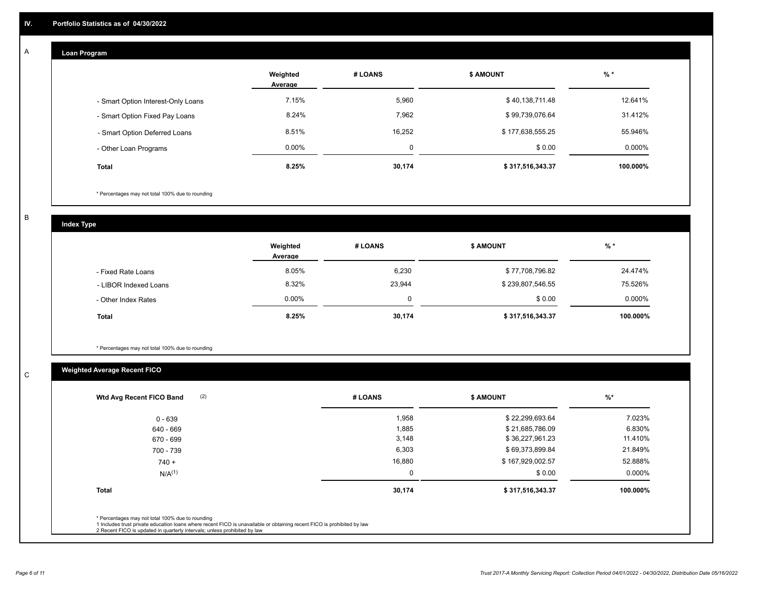## IV. Portfolio Statistics as of 04/30/2022

### A — Loan Program

| | Weighted Average | # LOANS | $ AMOUNT | % * |
|---|---|---|---|---|
| - Smart Option Interest-Only Loans | 7.15% | 5,960 | $ 40,138,711.48 | 12.641% |
| - Smart Option Fixed Pay Loans | 8.24% | 7,962 | $ 99,739,076.64 | 31.412% |
| - Smart Option Deferred Loans | 8.51% | 16,252 | $ 177,638,555.25 | 55.946% |
| - Other Loan Programs | 0.00% | 0 | $ 0.00 | 0.000% |
| **Total** | **8.25%** | **30,174** | **$ 317,516,343.37** | **100.000%** |

* Percentages may not total 100% due to rounding

### B — Index Type

| | Weighted Average | # LOANS | $ AMOUNT | % * |
|---|---|---|---|---|
| - Fixed Rate Loans | 8.05% | 6,230 | $ 77,708,796.82 | 24.474% |
| - LIBOR Indexed Loans | 8.32% | 23,944 | $ 239,807,546.55 | 75.526% |
| - Other Index Rates | 0.00% | 0 | $ 0.00 | 0.000% |
| **Total** | **8.25%** | **30,174** | **$ 317,516,343.37** | **100.000%** |

* Percentages may not total 100% due to rounding

### C — Weighted Average Recent FICO

| Wtd Avg Recent FICO Band (2) | # LOANS | $ AMOUNT | %* |
|---|---|---|---|
| 0 - 639 | 1,958 | $ 22,299,693.64 | 7.023% |
| 640 - 669 | 1,885 | $ 21,685,786.09 | 6.830% |
| 670 - 699 | 3,148 | $ 36,227,961.23 | 11.410% |
| 700 - 739 | 6,303 | $ 69,373,899.84 | 21.849% |
| 740 + | 16,880 | $ 167,929,002.57 | 52.888% |
| N/A(1) | 0 | $ 0.00 | 0.000% |
| **Total** | **30,174** | **$ 317,516,343.37** | **100.000%** |

* Percentages may not total 100% due to rounding
1 Includes trust private education loans where recent FICO is unavailable or obtaining recent FICO is prohibited by law
2 Recent FICO is updated in quarterly intervals; unless prohibited by law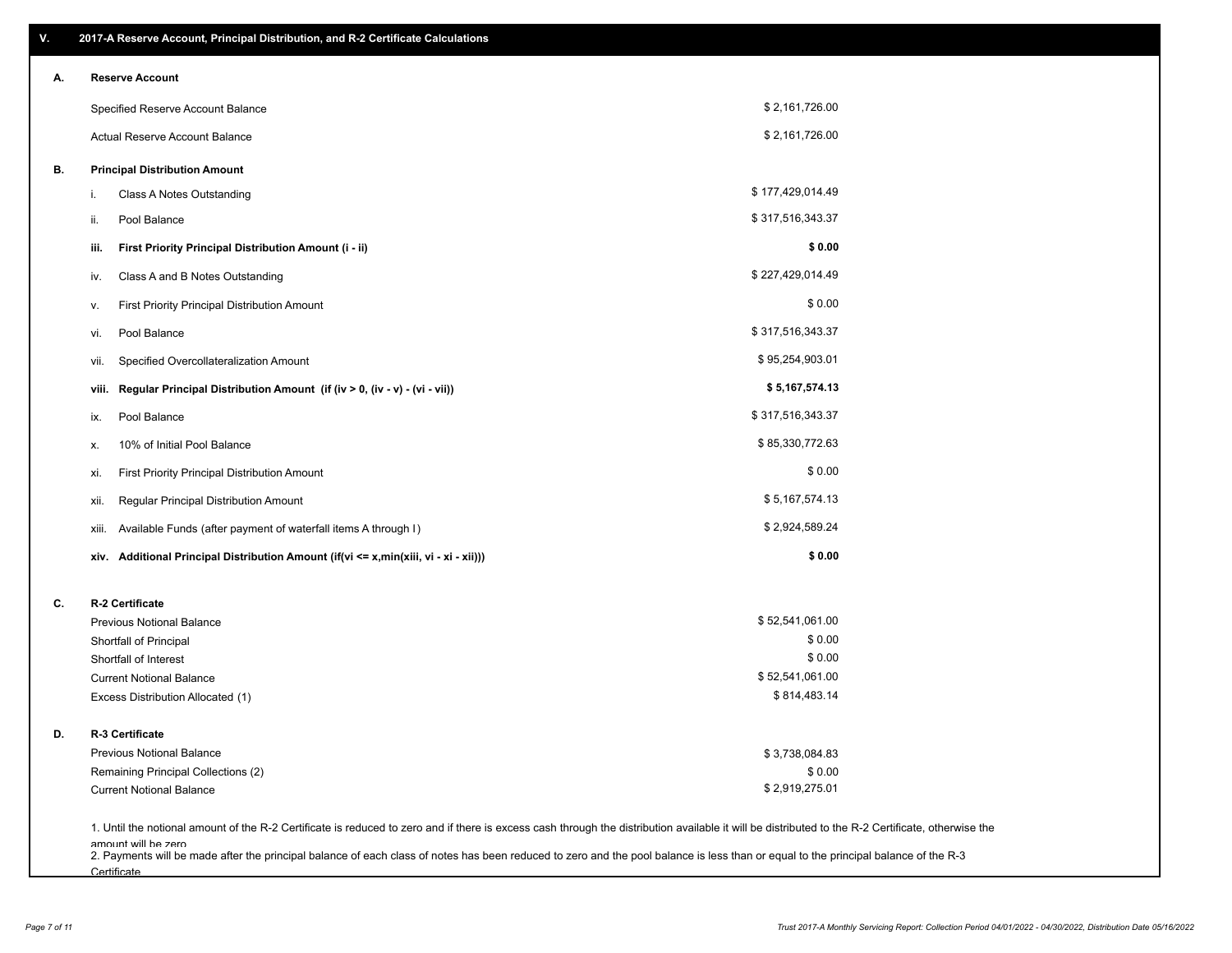## V. 2017-A Reserve Account, Principal Distribution, and R-2 Certificate Calculations

### A. Reserve Account

| | |
|---|---|
| Specified Reserve Account Balance | $ 2,161,726.00 |
| Actual Reserve Account Balance | $ 2,161,726.00 |

### B. Principal Distribution Amount

| | | |
|---|---|---|
| i. | Class A Notes Outstanding | $ 177,429,014.49 |
| ii. | Pool Balance | $ 317,516,343.37 |
| **iii.** | **First Priority Principal Distribution Amount (i - ii)** | **$ 0.00** |
| iv. | Class A and B Notes Outstanding | $ 227,429,014.49 |
| v. | First Priority Principal Distribution Amount | $ 0.00 |
| vi. | Pool Balance | $ 317,516,343.37 |
| vii. | Specified Overcollateralization Amount | $ 95,254,903.01 |
| **viii.** | **Regular Principal Distribution Amount (if (iv > 0, (iv - v) - (vi - vii))** | **$ 5,167,574.13** |
| ix. | Pool Balance | $ 317,516,343.37 |
| x. | 10% of Initial Pool Balance | $ 85,330,772.63 |
| xi. | First Priority Principal Distribution Amount | $ 0.00 |
| xii. | Regular Principal Distribution Amount | $ 5,167,574.13 |
| xiii. | Available Funds (after payment of waterfall items A through I) | $ 2,924,589.24 |
| **xiv.** | **Additional Principal Distribution Amount (if(vi <= x,min(xiii, vi - xi - xii)))** | **$ 0.00** |

### C. R-2 Certificate

| | |
|---|---|
| Previous Notional Balance | $ 52,541,061.00 |
| Shortfall of Principal | $ 0.00 |
| Shortfall of Interest | $ 0.00 |
| Current Notional Balance | $ 52,541,061.00 |
| Excess Distribution Allocated (1) | $ 814,483.14 |

### D. R-3 Certificate

| | |
|---|---|
| Previous Notional Balance | $ 3,738,084.83 |
| Remaining Principal Collections (2) | $ 0.00 |
| Current Notional Balance | $ 2,919,275.01 |

1. Until the notional amount of the R-2 Certificate is reduced to zero and if there is excess cash through the distribution available it will be distributed to the R-2 Certificate, otherwise the amount will be zero
2. Payments will be made after the principal balance of each class of notes has been reduced to zero and the pool balance is less than or equal to the principal balance of the R-3 Certificate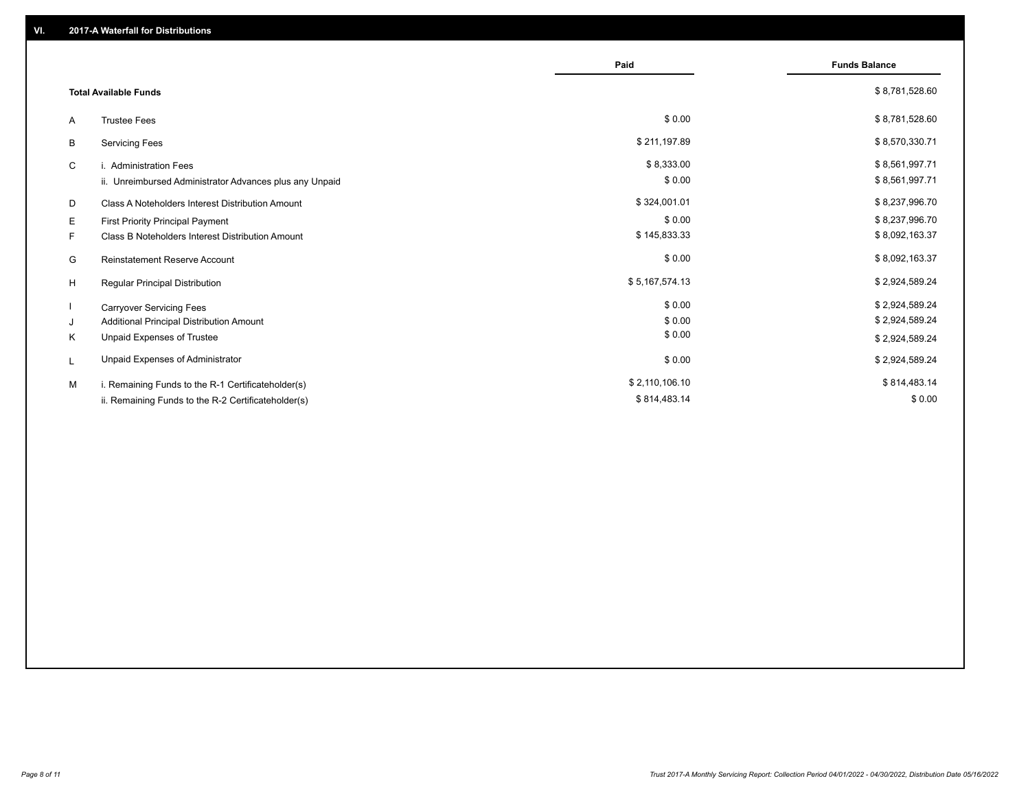## VI. 2017-A Waterfall for Distributions

| | | Paid | Funds Balance |
|---|---|---|---|
| | **Total Available Funds** | | $ 8,781,528.60 |
| A | Trustee Fees | $ 0.00 | $ 8,781,528.60 |
| B | Servicing Fees | $ 211,197.89 | $ 8,570,330.71 |
| C | i. Administration Fees | $ 8,333.00 | $ 8,561,997.71 |
| | ii. Unreimbursed Administrator Advances plus any Unpaid | $ 0.00 | $ 8,561,997.71 |
| D | Class A Noteholders Interest Distribution Amount | $ 324,001.01 | $ 8,237,996.70 |
| E | First Priority Principal Payment | $ 0.00 | $ 8,237,996.70 |
| F | Class B Noteholders Interest Distribution Amount | $ 145,833.33 | $ 8,092,163.37 |
| G | Reinstatement Reserve Account | $ 0.00 | $ 8,092,163.37 |
| H | Regular Principal Distribution | $ 5,167,574.13 | $ 2,924,589.24 |
| I | Carryover Servicing Fees | $ 0.00 | $ 2,924,589.24 |
| J | Additional Principal Distribution Amount | $ 0.00 | $ 2,924,589.24 |
| K | Unpaid Expenses of Trustee | $ 0.00 | $ 2,924,589.24 |
| L | Unpaid Expenses of Administrator | $ 0.00 | $ 2,924,589.24 |
| M | i. Remaining Funds to the R-1 Certificateholder(s) | $ 2,110,106.10 | $ 814,483.14 |
| | ii. Remaining Funds to the R-2 Certificateholder(s) | $ 814,483.14 | $ 0.00 |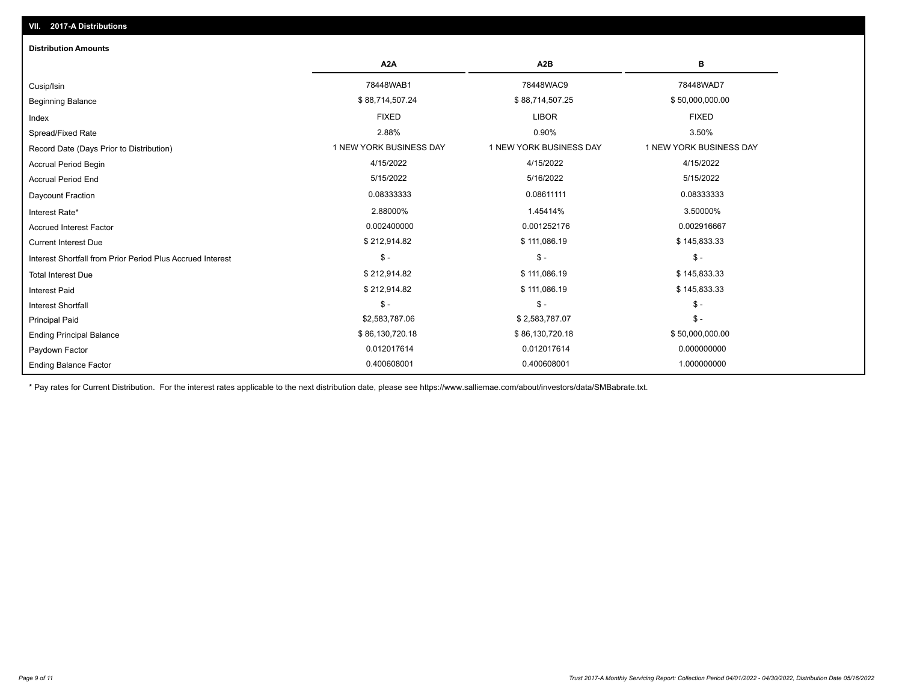## VII. 2017-A Distributions

### Distribution Amounts

| | A2A | A2B | B |
|---|---|---|---|
| Cusip/Isin | 78448WAB1 | 78448WAC9 | 78448WAD7 |
| Beginning Balance | $ 88,714,507.24 | $ 88,714,507.25 | $ 50,000,000.00 |
| Index | FIXED | LIBOR | FIXED |
| Spread/Fixed Rate | 2.88% | 0.90% | 3.50% |
| Record Date (Days Prior to Distribution) | 1 NEW YORK BUSINESS DAY | 1 NEW YORK BUSINESS DAY | 1 NEW YORK BUSINESS DAY |
| Accrual Period Begin | 4/15/2022 | 4/15/2022 | 4/15/2022 |
| Accrual Period End | 5/15/2022 | 5/16/2022 | 5/15/2022 |
| Daycount Fraction | 0.08333333 | 0.08611111 | 0.08333333 |
| Interest Rate* | 2.88000% | 1.45414% | 3.50000% |
| Accrued Interest Factor | 0.002400000 | 0.001252176 | 0.002916667 |
| Current Interest Due | $ 212,914.82 | $ 111,086.19 | $ 145,833.33 |
| Interest Shortfall from Prior Period Plus Accrued Interest | $ - | $ - | $ - |
| Total Interest Due | $ 212,914.82 | $ 111,086.19 | $ 145,833.33 |
| Interest Paid | $ 212,914.82 | $ 111,086.19 | $ 145,833.33 |
| Interest Shortfall | $ - | $ - | $ - |
| Principal Paid | $2,583,787.06 | $ 2,583,787.07 | $ - |
| Ending Principal Balance | $ 86,130,720.18 | $ 86,130,720.18 | $ 50,000,000.00 |
| Paydown Factor | 0.012017614 | 0.012017614 | 0.000000000 |
| Ending Balance Factor | 0.400608001 | 0.400608001 | 1.000000000 |

* Pay rates for Current Distribution. For the interest rates applicable to the next distribution date, please see https://www.salliemae.com/about/investors/data/SMBabrate.txt.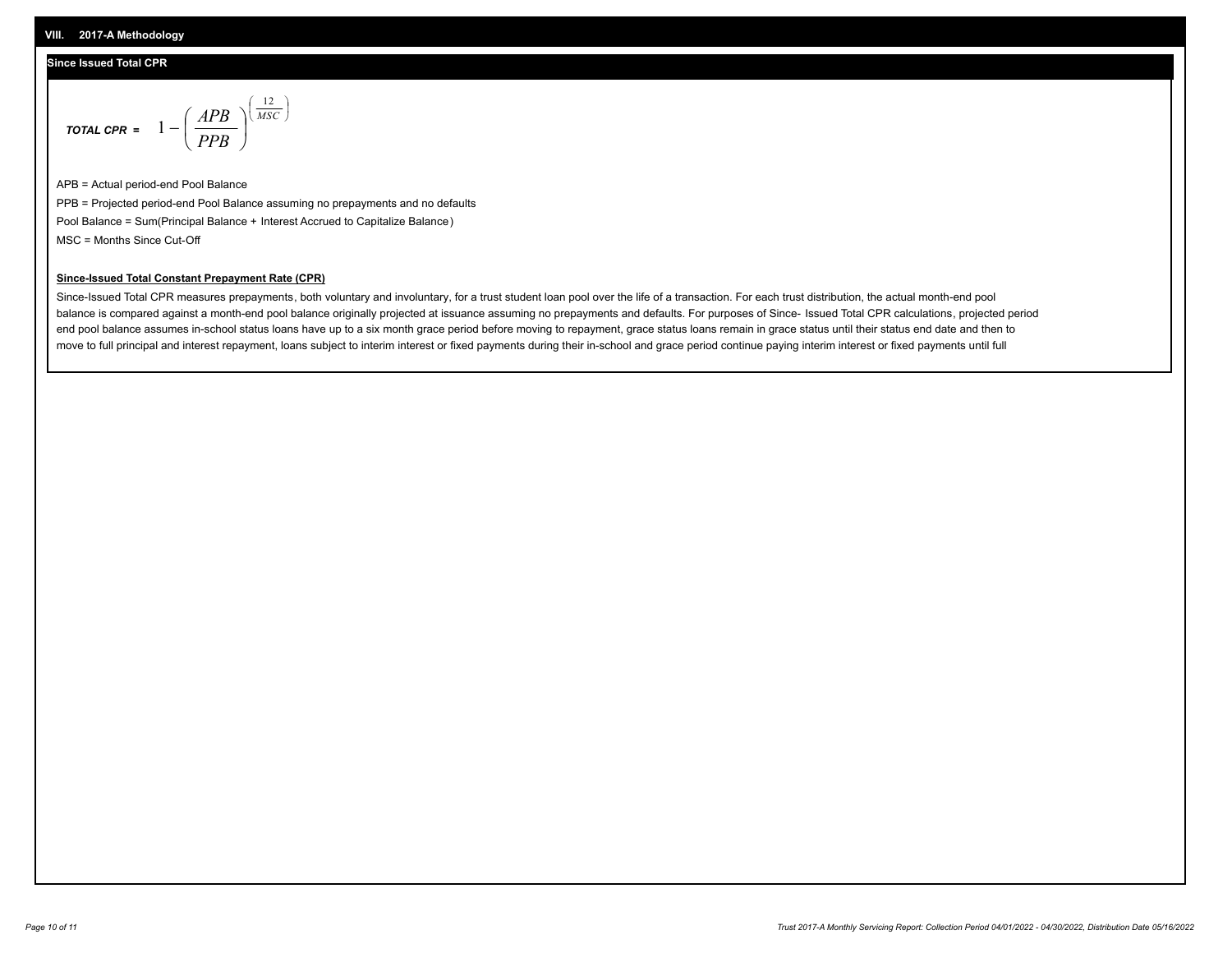## VIII. 2017-A Methodology

### Since Issued Total CPR

$$\textit{TOTAL CPR} = 1 - \left( \frac{APB}{PPB} \right)^{\left( \frac{12}{MSC} \right)}$$

APB = Actual period-end Pool Balance

PPB = Projected period-end Pool Balance assuming no prepayments and no defaults

Pool Balance = Sum(Principal Balance + Interest Accrued to Capitalize Balance)

MSC = Months Since Cut-Off

**Since-Issued Total Constant Prepayment Rate (CPR)**

Since-Issued Total CPR measures prepayments, both voluntary and involuntary, for a trust student loan pool over the life of a transaction. For each trust distribution, the actual month-end pool balance is compared against a month-end pool balance originally projected at issuance assuming no prepayments and defaults. For purposes of Since- Issued Total CPR calculations, projected period end pool balance assumes in-school status loans have up to a six month grace period before moving to repayment, grace status loans remain in grace status until their status end date and then to move to full principal and interest repayment, loans subject to interim interest or fixed payments during their in-school and grace period continue paying interim interest or fixed payments until full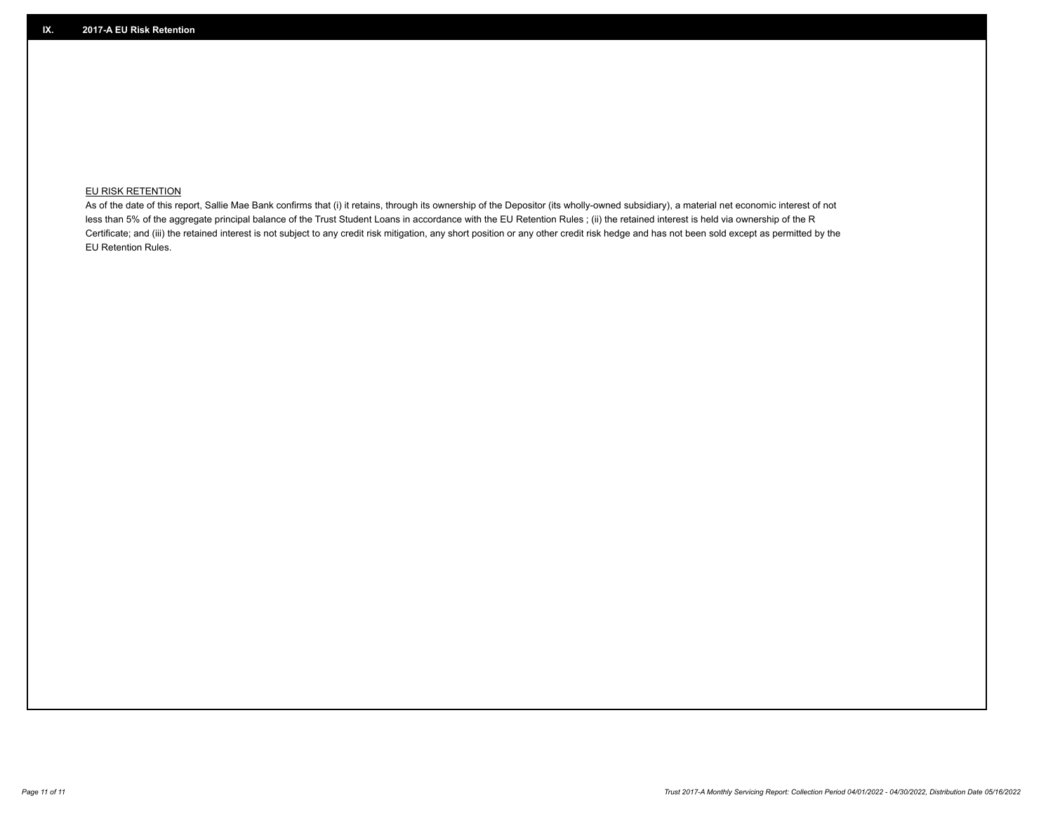## IX. 2017-A EU Risk Retention

EU RISK RETENTION

As of the date of this report, Sallie Mae Bank confirms that (i) it retains, through its ownership of the Depositor (its wholly-owned subsidiary), a material net economic interest of not less than 5% of the aggregate principal balance of the Trust Student Loans in accordance with the EU Retention Rules ; (ii) the retained interest is held via ownership of the R Certificate; and (iii) the retained interest is not subject to any credit risk mitigation, any short position or any other credit risk hedge and has not been sold except as permitted by the EU Retention Rules.